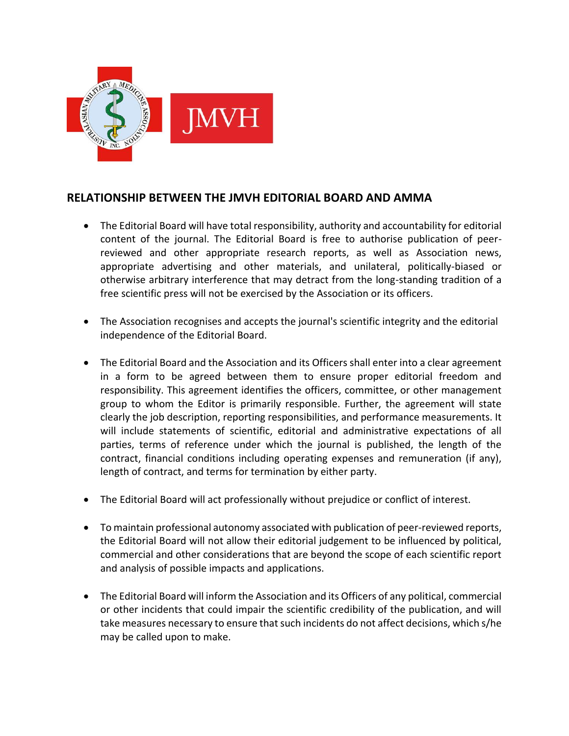## RELATIONSHIP BETWEEN THE JMVH EDITORIAL BOARD AND AMMA

- The Editorial Board will have total responsibility, authority and accountability for editorial content of the journal. The Editorial Board is free to authorise publication of peer-reviewed and other appropriate research reports, as well as Association news, appropriate advertising and other materials, and unilateral, politically-biased or otherwise arbitrary interference that may detract from the long-standing tradition of a free scientific press will not be exercised by the Association or its officers.

- The Association recognises and accepts the journal's scientific integrity and the editorial independence of the Editorial Board.

- The Editorial Board and the Association and its Officers shall enter into a clear agreement in a form to be agreed between them to ensure proper editorial freedom and responsibility. This agreement identifies the officers, committee, or other management group to whom the Editor is primarily responsible. Further, the agreement will state clearly the job description, reporting responsibilities, and performance measurements. It will include statements of scientific, editorial and administrative expectations of all parties, terms of reference under which the journal is published, the length of the contract, financial conditions including operating expenses and remuneration (if any), length of contract, and terms for termination by either party.

- The Editorial Board will act professionally without prejudice or conflict of interest.

- To maintain professional autonomy associated with publication of peer-reviewed reports, the Editorial Board will not allow their editorial judgement to be influenced by political, commercial and other considerations that are beyond the scope of each scientific report and analysis of possible impacts and applications.

- The Editorial Board will inform the Association and its Officers of any political, commercial or other incidents that could impair the scientific credibility of the publication, and will take measures necessary to ensure that such incidents do not affect decisions, which s/he may be called upon to make.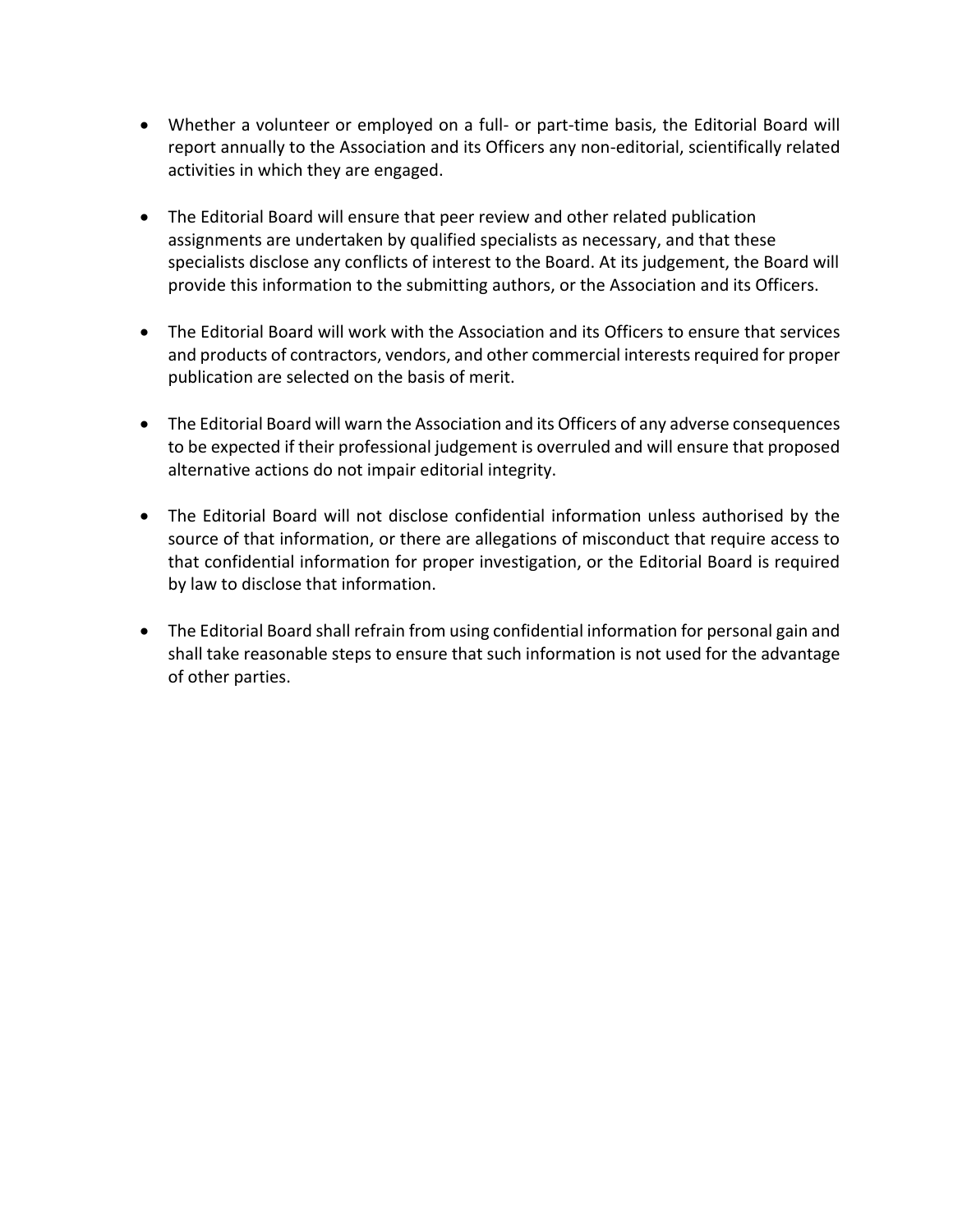- Whether a volunteer or employed on a full- or part-time basis, the Editorial Board will report annually to the Association and its Officers any non-editorial, scientifically related activities in which they are engaged.

- The Editorial Board will ensure that peer review and other related publication assignments are undertaken by qualified specialists as necessary, and that these specialists disclose any conflicts of interest to the Board. At its judgement, the Board will provide this information to the submitting authors, or the Association and its Officers.

- The Editorial Board will work with the Association and its Officers to ensure that services and products of contractors, vendors, and other commercial interests required for proper publication are selected on the basis of merit.

- The Editorial Board will warn the Association and its Officers of any adverse consequences to be expected if their professional judgement is overruled and will ensure that proposed alternative actions do not impair editorial integrity.

- The Editorial Board will not disclose confidential information unless authorised by the source of that information, or there are allegations of misconduct that require access to that confidential information for proper investigation, or the Editorial Board is required by law to disclose that information.

- The Editorial Board shall refrain from using confidential information for personal gain and shall take reasonable steps to ensure that such information is not used for the advantage of other parties.